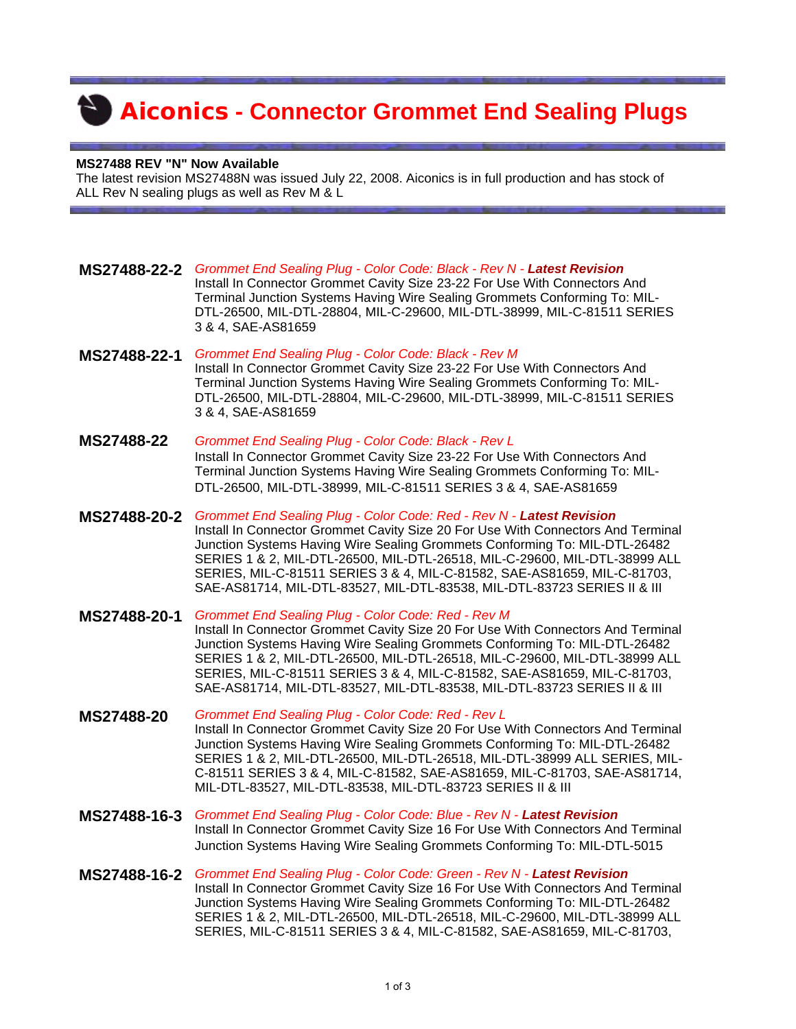# Aiconics - Connector Grommet End Sealing Plugs

**MS27488 REV "N" Now Available**
The latest revision MS27488N was issued July 22, 2008. Aiconics is in full production and has stock of ALL Rev N sealing plugs as well as Rev M & L

**MS27488-22-2** *Grommet End Sealing Plug - Color Code: Black - Rev N -* ***Latest Revision***
Install In Connector Grommet Cavity Size 23-22 For Use With Connectors And Terminal Junction Systems Having Wire Sealing Grommets Conforming To: MIL-DTL-26500, MIL-DTL-28804, MIL-C-29600, MIL-DTL-38999, MIL-C-81511 SERIES 3 & 4, SAE-AS81659

**MS27488-22-1** *Grommet End Sealing Plug - Color Code: Black - Rev M*
Install In Connector Grommet Cavity Size 23-22 For Use With Connectors And Terminal Junction Systems Having Wire Sealing Grommets Conforming To: MIL-DTL-26500, MIL-DTL-28804, MIL-C-29600, MIL-DTL-38999, MIL-C-81511 SERIES 3 & 4, SAE-AS81659

**MS27488-22** *Grommet End Sealing Plug - Color Code: Black - Rev L*
Install In Connector Grommet Cavity Size 23-22 For Use With Connectors And Terminal Junction Systems Having Wire Sealing Grommets Conforming To: MIL-DTL-26500, MIL-DTL-38999, MIL-C-81511 SERIES 3 & 4, SAE-AS81659

**MS27488-20-2** *Grommet End Sealing Plug - Color Code: Red - Rev N -* ***Latest Revision***
Install In Connector Grommet Cavity Size 20 For Use With Connectors And Terminal Junction Systems Having Wire Sealing Grommets Conforming To: MIL-DTL-26482 SERIES 1 & 2, MIL-DTL-26500, MIL-DTL-26518, MIL-C-29600, MIL-DTL-38999 ALL SERIES, MIL-C-81511 SERIES 3 & 4, MIL-C-81582, SAE-AS81659, MIL-C-81703, SAE-AS81714, MIL-DTL-83527, MIL-DTL-83538, MIL-DTL-83723 SERIES II & III

**MS27488-20-1** *Grommet End Sealing Plug - Color Code: Red - Rev M*
Install In Connector Grommet Cavity Size 20 For Use With Connectors And Terminal Junction Systems Having Wire Sealing Grommets Conforming To: MIL-DTL-26482 SERIES 1 & 2, MIL-DTL-26500, MIL-DTL-26518, MIL-C-29600, MIL-DTL-38999 ALL SERIES, MIL-C-81511 SERIES 3 & 4, MIL-C-81582, SAE-AS81659, MIL-C-81703, SAE-AS81714, MIL-DTL-83527, MIL-DTL-83538, MIL-DTL-83723 SERIES II & III

**MS27488-20** *Grommet End Sealing Plug - Color Code: Red - Rev L*
Install In Connector Grommet Cavity Size 20 For Use With Connectors And Terminal Junction Systems Having Wire Sealing Grommets Conforming To: MIL-DTL-26482 SERIES 1 & 2, MIL-DTL-26500, MIL-DTL-26518, MIL-DTL-38999 ALL SERIES, MIL-C-81511 SERIES 3 & 4, MIL-C-81582, SAE-AS81659, MIL-C-81703, SAE-AS81714, MIL-DTL-83527, MIL-DTL-83538, MIL-DTL-83723 SERIES II & III

**MS27488-16-3** *Grommet End Sealing Plug - Color Code: Blue - Rev N -* ***Latest Revision***
Install In Connector Grommet Cavity Size 16 For Use With Connectors And Terminal Junction Systems Having Wire Sealing Grommets Conforming To: MIL-DTL-5015

**MS27488-16-2** *Grommet End Sealing Plug - Color Code: Green - Rev N -* ***Latest Revision***
Install In Connector Grommet Cavity Size 16 For Use With Connectors And Terminal Junction Systems Having Wire Sealing Grommets Conforming To: MIL-DTL-26482 SERIES 1 & 2, MIL-DTL-26500, MIL-DTL-26518, MIL-C-29600, MIL-DTL-38999 ALL SERIES, MIL-C-81511 SERIES 3 & 4, MIL-C-81582, SAE-AS81659, MIL-C-81703,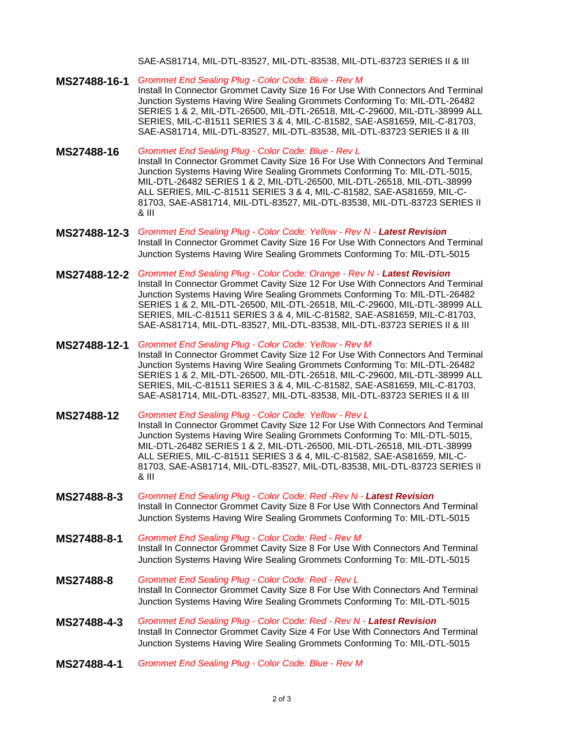SAE-AS81714, MIL-DTL-83527, MIL-DTL-83538, MIL-DTL-83723 SERIES II & III

**MS27488-16-1** *Grommet End Sealing Plug - Color Code: Blue - Rev M*
Install In Connector Grommet Cavity Size 16 For Use With Connectors And Terminal Junction Systems Having Wire Sealing Grommets Conforming To: MIL-DTL-26482 SERIES 1 & 2, MIL-DTL-26500, MIL-DTL-26518, MIL-C-29600, MIL-DTL-38999 ALL SERIES, MIL-C-81511 SERIES 3 & 4, MIL-C-81582, SAE-AS81659, MIL-C-81703, SAE-AS81714, MIL-DTL-83527, MIL-DTL-83538, MIL-DTL-83723 SERIES II & III

**MS27488-16** *Grommet End Sealing Plug - Color Code: Blue - Rev L*
Install In Connector Grommet Cavity Size 16 For Use With Connectors And Terminal Junction Systems Having Wire Sealing Grommets Conforming To: MIL-DTL-5015, MIL-DTL-26482 SERIES 1 & 2, MIL-DTL-26500, MIL-DTL-26518, MIL-DTL-38999 ALL SERIES, MIL-C-81511 SERIES 3 & 4, MIL-C-81582, SAE-AS81659, MIL-C-81703, SAE-AS81714, MIL-DTL-83527, MIL-DTL-83538, MIL-DTL-83723 SERIES II & III

**MS27488-12-3** *Grommet End Sealing Plug - Color Code: Yellow - Rev N - **Latest Revision***
Install In Connector Grommet Cavity Size 16 For Use With Connectors And Terminal Junction Systems Having Wire Sealing Grommets Conforming To: MIL-DTL-5015

**MS27488-12-2** *Grommet End Sealing Plug - Color Code: Orange - Rev N - **Latest Revision***
Install In Connector Grommet Cavity Size 12 For Use With Connectors And Terminal Junction Systems Having Wire Sealing Grommets Conforming To: MIL-DTL-26482 SERIES 1 & 2, MIL-DTL-26500, MIL-DTL-26518, MIL-C-29600, MIL-DTL-38999 ALL SERIES, MIL-C-81511 SERIES 3 & 4, MIL-C-81582, SAE-AS81659, MIL-C-81703, SAE-AS81714, MIL-DTL-83527, MIL-DTL-83538, MIL-DTL-83723 SERIES II & III

**MS27488-12-1** *Grommet End Sealing Plug - Color Code: Yellow - Rev M*
Install In Connector Grommet Cavity Size 12 For Use With Connectors And Terminal Junction Systems Having Wire Sealing Grommets Conforming To: MIL-DTL-26482 SERIES 1 & 2, MIL-DTL-26500, MIL-DTL-26518, MIL-C-29600, MIL-DTL-38999 ALL SERIES, MIL-C-81511 SERIES 3 & 4, MIL-C-81582, SAE-AS81659, MIL-C-81703, SAE-AS81714, MIL-DTL-83527, MIL-DTL-83538, MIL-DTL-83723 SERIES II & III

**MS27488-12** *Grommet End Sealing Plug - Color Code: Yellow - Rev L*
Install In Connector Grommet Cavity Size 12 For Use With Connectors And Terminal Junction Systems Having Wire Sealing Grommets Conforming To: MIL-DTL-5015, MIL-DTL-26482 SERIES 1 & 2, MIL-DTL-26500, MIL-DTL-26518, MIL-DTL-38999 ALL SERIES, MIL-C-81511 SERIES 3 & 4, MIL-C-81582, SAE-AS81659, MIL-C-81703, SAE-AS81714, MIL-DTL-83527, MIL-DTL-83538, MIL-DTL-83723 SERIES II & III

**MS27488-8-3** *Grommet End Sealing Plug - Color Code: Red -Rev N - **Latest Revision***
Install In Connector Grommet Cavity Size 8 For Use With Connectors And Terminal Junction Systems Having Wire Sealing Grommets Conforming To: MIL-DTL-5015

**MS27488-8-1** *Grommet End Sealing Plug - Color Code: Red - Rev M*
Install In Connector Grommet Cavity Size 8 For Use With Connectors And Terminal Junction Systems Having Wire Sealing Grommets Conforming To: MIL-DTL-5015

**MS27488-8** *Grommet End Sealing Plug - Color Code: Red - Rev L*
Install In Connector Grommet Cavity Size 8 For Use With Connectors And Terminal Junction Systems Having Wire Sealing Grommets Conforming To: MIL-DTL-5015

**MS27488-4-3** *Grommet End Sealing Plug - Color Code: Red - Rev N - **Latest Revision***
Install In Connector Grommet Cavity Size 4 For Use With Connectors And Terminal Junction Systems Having Wire Sealing Grommets Conforming To: MIL-DTL-5015

**MS27488-4-1** *Grommet End Sealing Plug - Color Code: Blue - Rev M*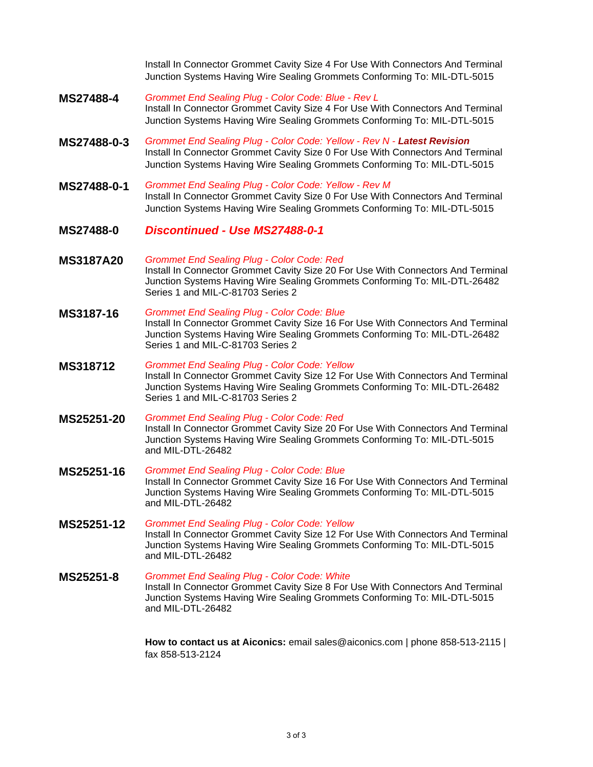Install In Connector Grommet Cavity Size 4 For Use With Connectors And Terminal Junction Systems Having Wire Sealing Grommets Conforming To: MIL-DTL-5015

**MS27488-4**
*Grommet End Sealing Plug - Color Code: Blue - Rev L*
Install In Connector Grommet Cavity Size 4 For Use With Connectors And Terminal Junction Systems Having Wire Sealing Grommets Conforming To: MIL-DTL-5015

**MS27488-0-3**
*Grommet End Sealing Plug - Color Code: Yellow - Rev N - **Latest Revision***
Install In Connector Grommet Cavity Size 0 For Use With Connectors And Terminal Junction Systems Having Wire Sealing Grommets Conforming To: MIL-DTL-5015

**MS27488-0-1**
*Grommet End Sealing Plug - Color Code: Yellow - Rev M*
Install In Connector Grommet Cavity Size 0 For Use With Connectors And Terminal Junction Systems Having Wire Sealing Grommets Conforming To: MIL-DTL-5015

**MS27488-0**
***Discontinued - Use MS27488-0-1***

**MS3187A20**
*Grommet End Sealing Plug - Color Code: Red*
Install In Connector Grommet Cavity Size 20 For Use With Connectors And Terminal Junction Systems Having Wire Sealing Grommets Conforming To: MIL-DTL-26482 Series 1 and MIL-C-81703 Series 2

**MS3187-16**
*Grommet End Sealing Plug - Color Code: Blue*
Install In Connector Grommet Cavity Size 16 For Use With Connectors And Terminal Junction Systems Having Wire Sealing Grommets Conforming To: MIL-DTL-26482 Series 1 and MIL-C-81703 Series 2

**MS318712**
*Grommet End Sealing Plug - Color Code: Yellow*
Install In Connector Grommet Cavity Size 12 For Use With Connectors And Terminal Junction Systems Having Wire Sealing Grommets Conforming To: MIL-DTL-26482 Series 1 and MIL-C-81703 Series 2

**MS25251-20**
*Grommet End Sealing Plug - Color Code: Red*
Install In Connector Grommet Cavity Size 20 For Use With Connectors And Terminal Junction Systems Having Wire Sealing Grommets Conforming To: MIL-DTL-5015 and MIL-DTL-26482

**MS25251-16**
*Grommet End Sealing Plug - Color Code: Blue*
Install In Connector Grommet Cavity Size 16 For Use With Connectors And Terminal Junction Systems Having Wire Sealing Grommets Conforming To: MIL-DTL-5015 and MIL-DTL-26482

**MS25251-12**
*Grommet End Sealing Plug - Color Code: Yellow*
Install In Connector Grommet Cavity Size 12 For Use With Connectors And Terminal Junction Systems Having Wire Sealing Grommets Conforming To: MIL-DTL-5015 and MIL-DTL-26482

**MS25251-8**
*Grommet End Sealing Plug - Color Code: White*
Install In Connector Grommet Cavity Size 8 For Use With Connectors And Terminal Junction Systems Having Wire Sealing Grommets Conforming To: MIL-DTL-5015 and MIL-DTL-26482

**How to contact us at Aiconics:** email sales@aiconics.com | phone 858-513-2115 | fax 858-513-2124